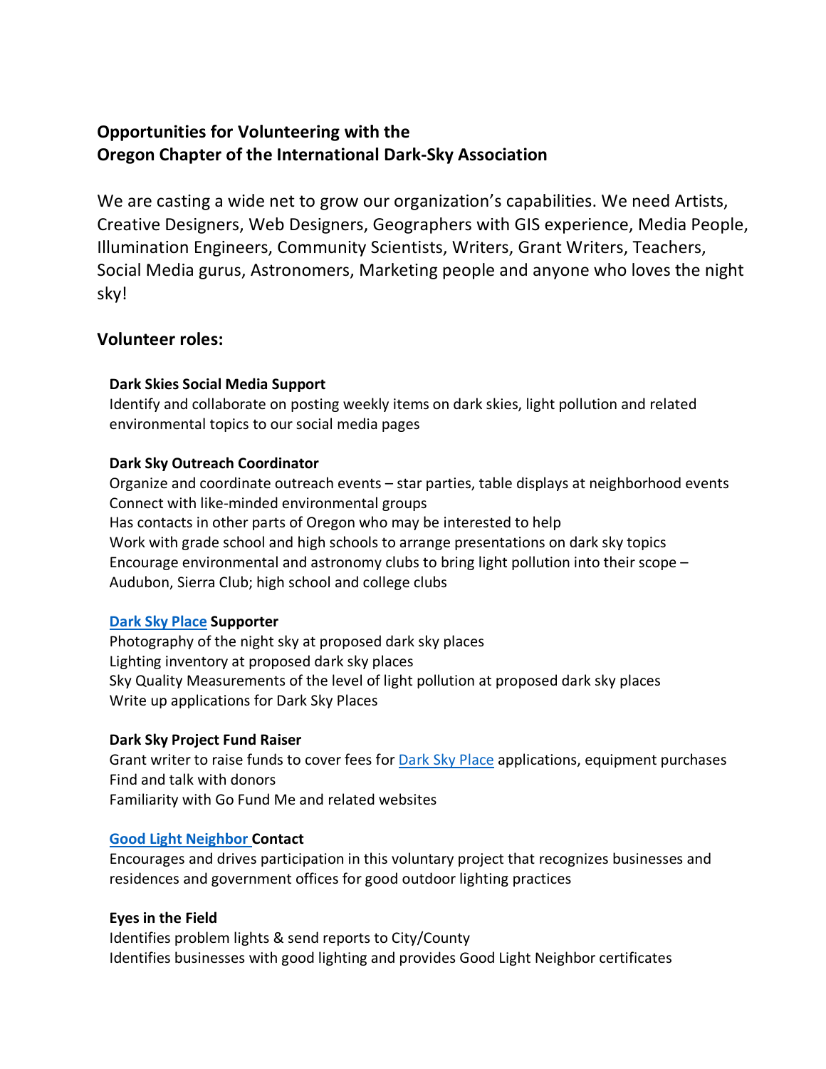# Opportunities for Volunteering with the Oregon Chapter of the International Dark-Sky Association

We are casting a wide net to grow our organization's capabilities. We need Artists, Creative Designers, Web Designers, Geographers with GIS experience, Media People, Illumination Engineers, Community Scientists, Writers, Grant Writers, Teachers, Social Media gurus, Astronomers, Marketing people and anyone who loves the night sky!

## Volunteer roles:

**Dark Skies Social Media Support**
Identify and collaborate on posting weekly items on dark skies, light pollution and related environmental topics to our social media pages

**Dark Sky Outreach Coordinator**
Organize and coordinate outreach events – star parties, table displays at neighborhood events
Connect with like-minded environmental groups
Has contacts in other parts of Oregon who may be interested to help
Work with grade school and high schools to arrange presentations on dark sky topics
Encourage environmental and astronomy clubs to bring light pollution into their scope – Audubon, Sierra Club; high school and college clubs

**Dark Sky Place Supporter**
Photography of the night sky at proposed dark sky places
Lighting inventory at proposed dark sky places
Sky Quality Measurements of the level of light pollution at proposed dark sky places
Write up applications for Dark Sky Places

**Dark Sky Project Fund Raiser**
Grant writer to raise funds to cover fees for Dark Sky Place applications, equipment purchases
Find and talk with donors
Familiarity with Go Fund Me and related websites

**Good Light Neighbor Contact**
Encourages and drives participation in this voluntary project that recognizes businesses and residences and government offices for good outdoor lighting practices

**Eyes in the Field**
Identifies problem lights & send reports to City/County
Identifies businesses with good lighting and provides Good Light Neighbor certificates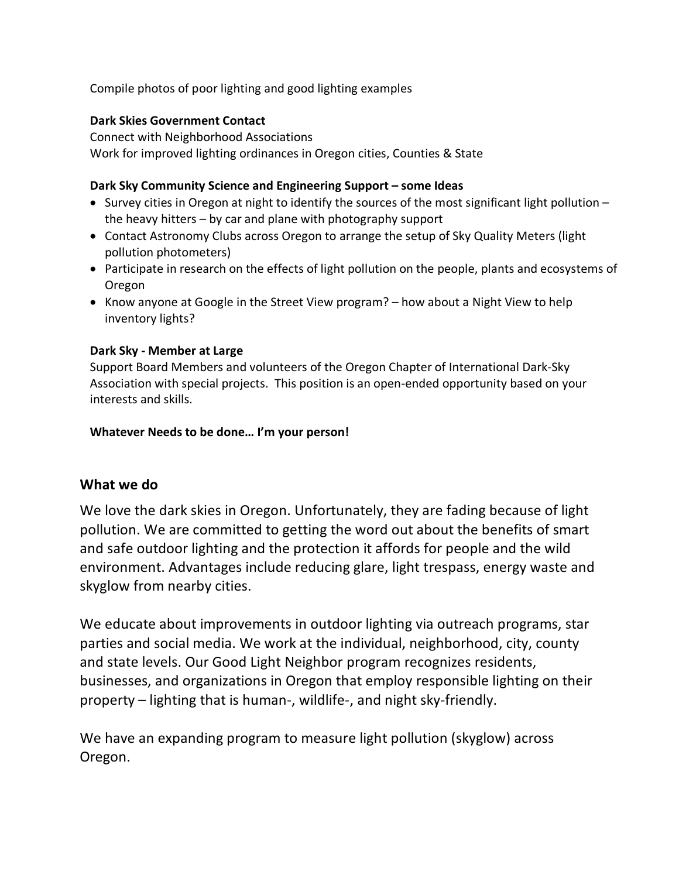Compile photos of poor lighting and good lighting examples

**Dark Skies Government Contact**

Connect with Neighborhood Associations
Work for improved lighting ordinances in Oregon cities, Counties & State

**Dark Sky Community Science and Engineering Support – some Ideas**

- Survey cities in Oregon at night to identify the sources of the most significant light pollution – the heavy hitters – by car and plane with photography support
- Contact Astronomy Clubs across Oregon to arrange the setup of Sky Quality Meters (light pollution photometers)
- Participate in research on the effects of light pollution on the people, plants and ecosystems of Oregon
- Know anyone at Google in the Street View program? – how about a Night View to help inventory lights?

**Dark Sky - Member at Large**

Support Board Members and volunteers of the Oregon Chapter of International Dark-Sky Association with special projects. This position is an open-ended opportunity based on your interests and skills.

**Whatever Needs to be done… I'm your person!**

## What we do

We love the dark skies in Oregon. Unfortunately, they are fading because of light pollution. We are committed to getting the word out about the benefits of smart and safe outdoor lighting and the protection it affords for people and the wild environment. Advantages include reducing glare, light trespass, energy waste and skyglow from nearby cities.

We educate about improvements in outdoor lighting via outreach programs, star parties and social media. We work at the individual, neighborhood, city, county and state levels. Our Good Light Neighbor program recognizes residents, businesses, and organizations in Oregon that employ responsible lighting on their property – lighting that is human-, wildlife-, and night sky-friendly.

We have an expanding program to measure light pollution (skyglow) across Oregon.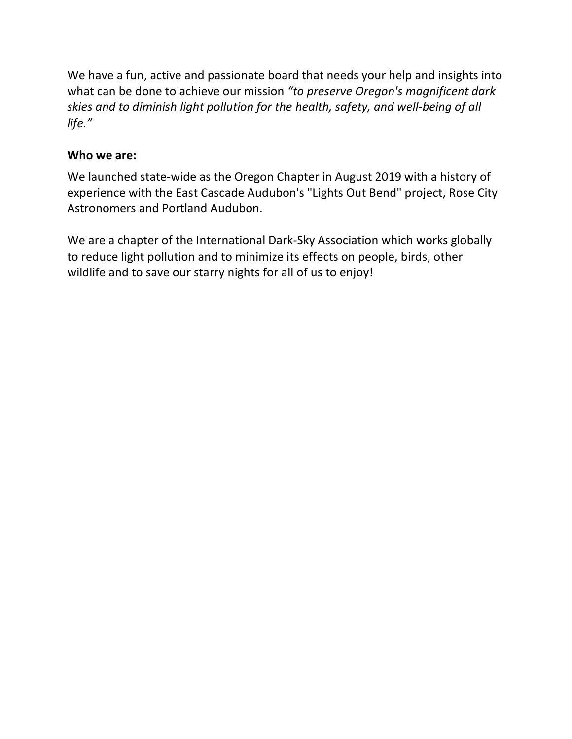We have a fun, active and passionate board that needs your help and insights into what can be done to achieve our mission *"to preserve Oregon's magnificent dark skies and to diminish light pollution for the health, safety, and well-being of all life."*

**Who we are:**

We launched state-wide as the Oregon Chapter in August 2019 with a history of experience with the East Cascade Audubon's "Lights Out Bend" project, Rose City Astronomers and Portland Audubon.

We are a chapter of the International Dark-Sky Association which works globally to reduce light pollution and to minimize its effects on people, birds, other wildlife and to save our starry nights for all of us to enjoy!